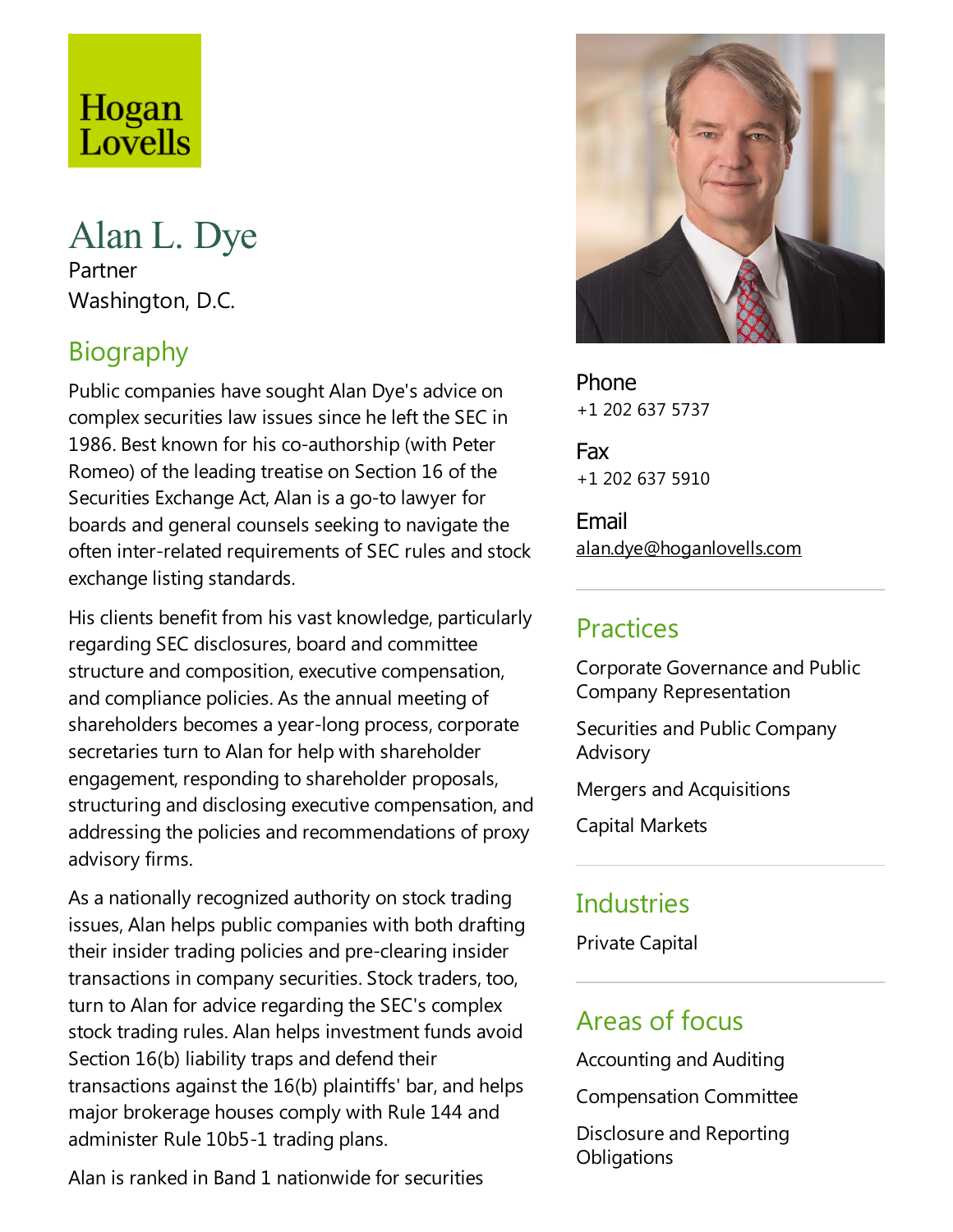Hogan Lovells

# Alan L. Dye

Partner

Washington, D.C.

## Biography

Public companies have sought Alan Dye's advice on complex securities law issues since he left the SEC in 1986. Best known for his co-authorship (with Peter Romeo) of the leading treatise on Section 16 of the Securities Exchange Act, Alan is a go-to lawyer for boards and general counsels seeking to navigate the often inter-related requirements of SEC rules and stock exchange listing standards.

His clients benefit from his vast knowledge, particularly regarding SEC disclosures, board and committee structure and composition, executive compensation, and compliance policies. As the annual meeting of shareholders becomes a year-long process, corporate secretaries turn to Alan for help with shareholder engagement, responding to shareholder proposals, structuring and disclosing executive compensation, and addressing the policies and recommendations of proxy advisory firms.

As a nationally recognized authority on stock trading issues, Alan helps public companies with both drafting their insider trading policies and pre-clearing insider transactions in company securities. Stock traders, too, turn to Alan for advice regarding the SEC's complex stock trading rules. Alan helps investment funds avoid Section 16(b) liability traps and defend their transactions against the 16(b) plaintiffs' bar, and helps major brokerage houses comply with Rule 144 and administer Rule 10b5-1 trading plans.

Alan is ranked in Band 1 nationwide for securities

Phone

+1 202 637 5737

Fax

+1 202 637 5910

Email

alan.dye@hoganlovells.com

## Practices

Corporate Governance and Public Company Representation

Securities and Public Company Advisory

Mergers and Acquisitions

Capital Markets

## Industries

Private Capital

## Areas of focus

Accounting and Auditing

Compensation Committee

Disclosure and Reporting Obligations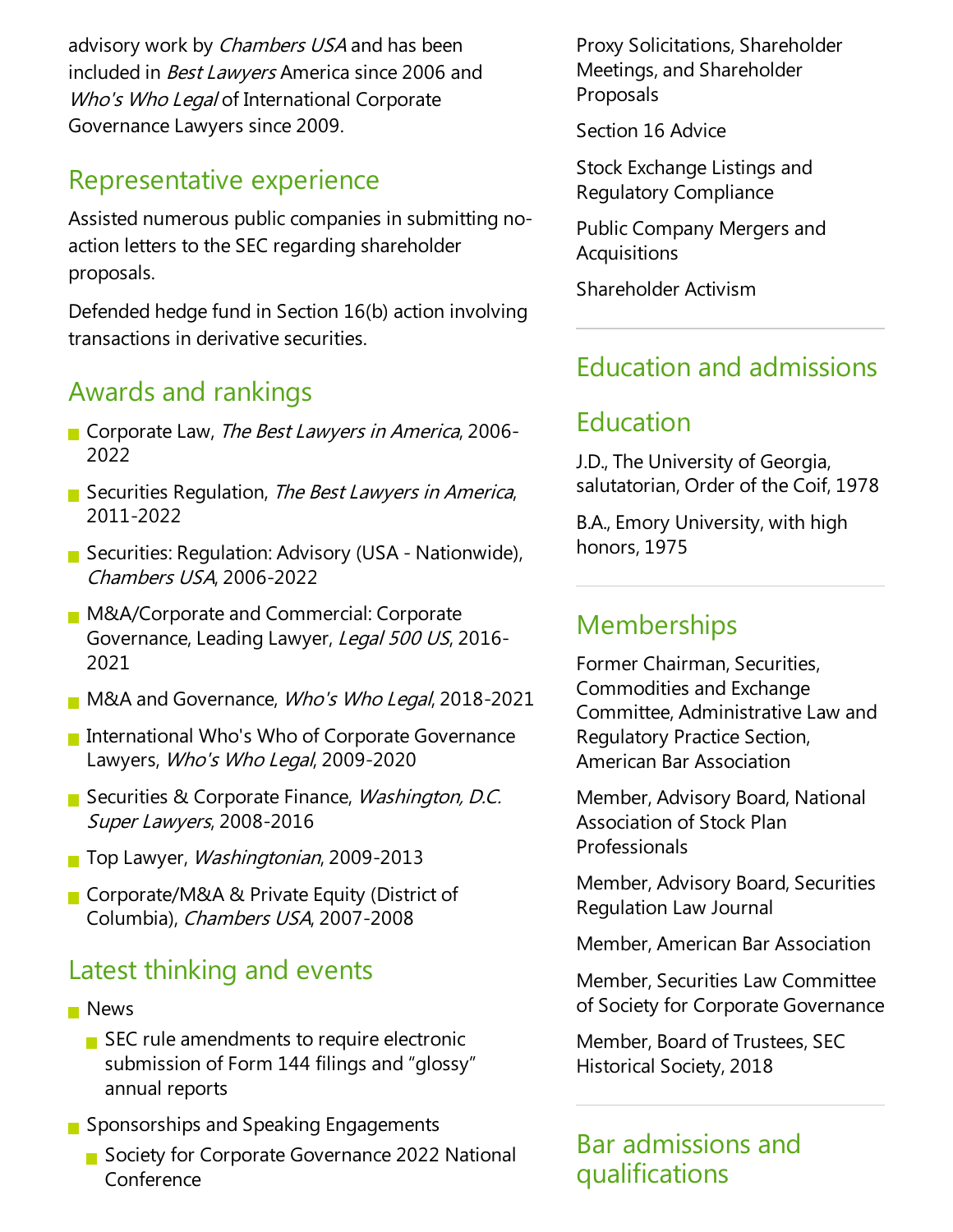advisory work by *Chambers USA* and has been included in *Best Lawyers* America since 2006 and *Who's Who Legal* of International Corporate Governance Lawyers since 2009.

## Representative experience

Assisted numerous public companies in submitting no-action letters to the SEC regarding shareholder proposals.

Defended hedge fund in Section 16(b) action involving transactions in derivative securities.

## Awards and rankings

- Corporate Law, *The Best Lawyers in America*, 2006-2022
- Securities Regulation, *The Best Lawyers in America*, 2011-2022
- Securities: Regulation: Advisory (USA - Nationwide), *Chambers USA*, 2006-2022
- M&A/Corporate and Commercial: Corporate Governance, Leading Lawyer, *Legal 500 US*, 2016-2021
- M&A and Governance, *Who's Who Legal*, 2018-2021
- International Who's Who of Corporate Governance Lawyers, *Who's Who Legal*, 2009-2020
- Securities & Corporate Finance, *Washington, D.C. Super Lawyers*, 2008-2016
- Top Lawyer, *Washingtonian*, 2009-2013
- Corporate/M&A & Private Equity (District of Columbia), *Chambers USA*, 2007-2008

## Latest thinking and events

- News
  - SEC rule amendments to require electronic submission of Form 144 filings and "glossy" annual reports
- Sponsorships and Speaking Engagements
  - Society for Corporate Governance 2022 National Conference

Proxy Solicitations, Shareholder Meetings, and Shareholder Proposals

Section 16 Advice

Stock Exchange Listings and Regulatory Compliance

Public Company Mergers and Acquisitions

Shareholder Activism

## Education and admissions

## Education

J.D., The University of Georgia, salutatorian, Order of the Coif, 1978

B.A., Emory University, with high honors, 1975

## Memberships

Former Chairman, Securities, Commodities and Exchange Committee, Administrative Law and Regulatory Practice Section, American Bar Association

Member, Advisory Board, National Association of Stock Plan Professionals

Member, Advisory Board, Securities Regulation Law Journal

Member, American Bar Association

Member, Securities Law Committee of Society for Corporate Governance

Member, Board of Trustees, SEC Historical Society, 2018

## Bar admissions and qualifications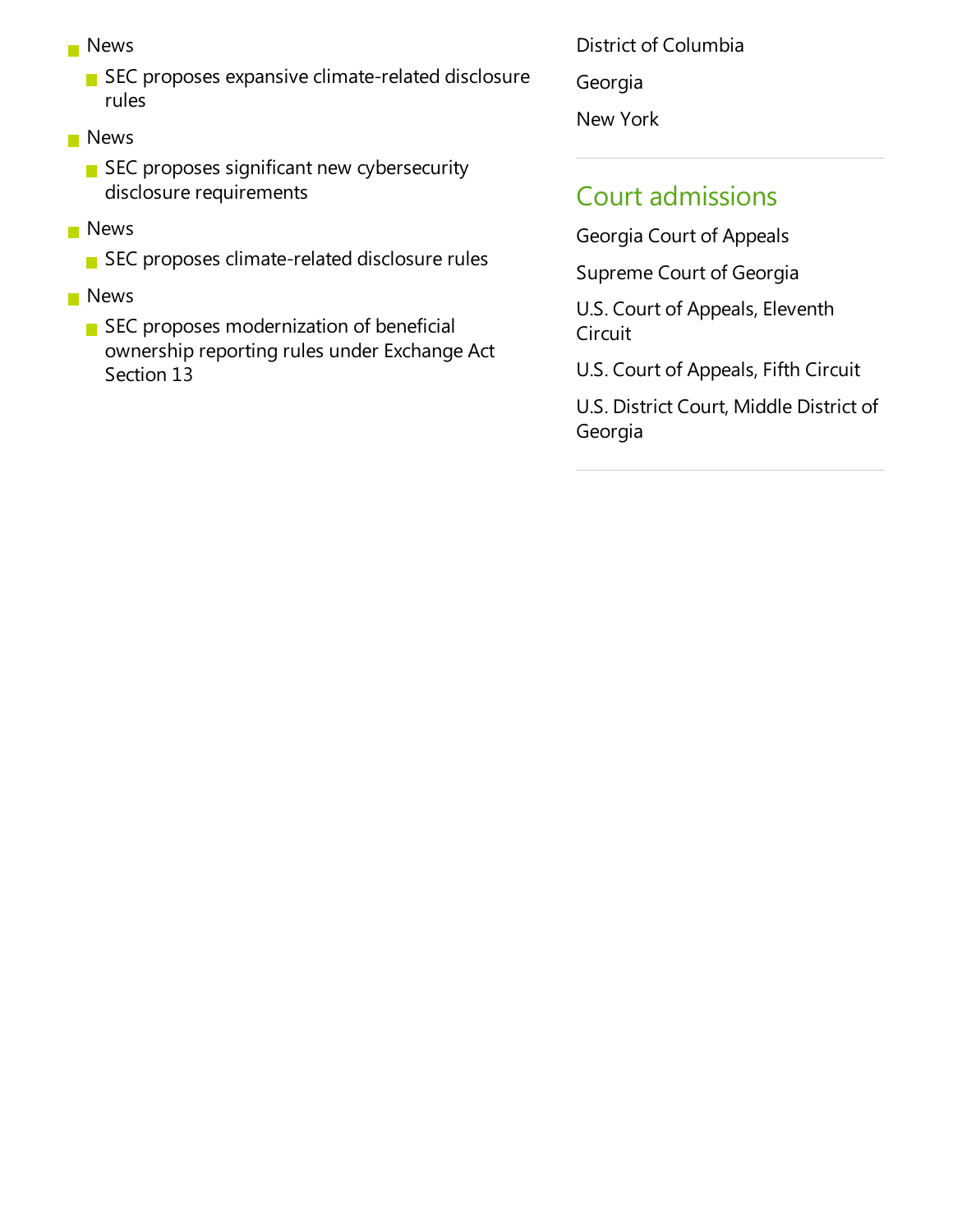- News
  - SEC proposes expansive climate-related disclosure rules
- News
  - SEC proposes significant new cybersecurity disclosure requirements
- News
  - SEC proposes climate-related disclosure rules
- News
  - SEC proposes modernization of beneficial ownership reporting rules under Exchange Act Section 13

District of Columbia

Georgia

New York

## Court admissions

Georgia Court of Appeals

Supreme Court of Georgia

U.S. Court of Appeals, Eleventh Circuit

U.S. Court of Appeals, Fifth Circuit

U.S. District Court, Middle District of Georgia